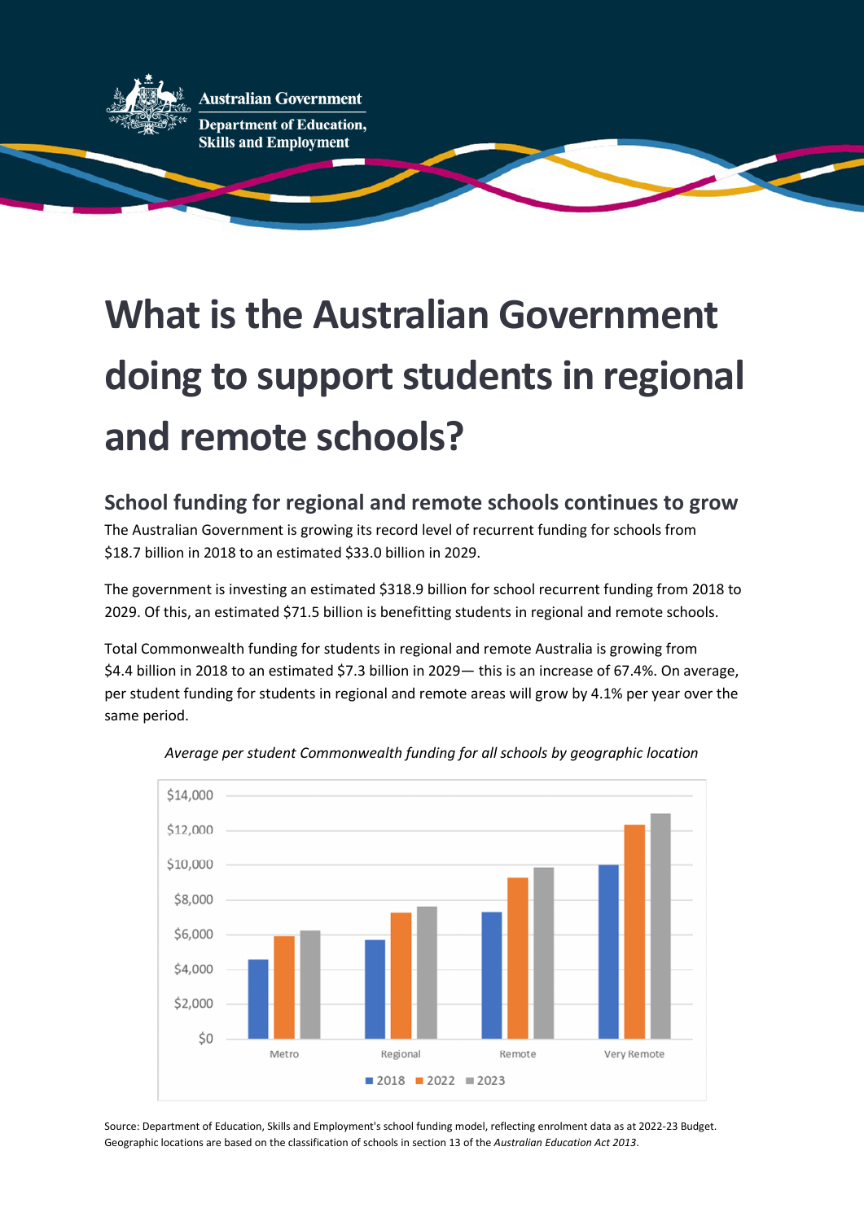Australian Government

Department of Education, Skills and Employment

# What is the Australian Government doing to support students in regional and remote schools?

## School funding for regional and remote schools continues to grow

The Australian Government is growing its record level of recurrent funding for schools from $18.7 billion in 2018 to an estimated $33.0 billion in 2029.

The government is investing an estimated $318.9 billion for school recurrent funding from 2018 to 2029. Of this, an estimated $71.5 billion is benefitting students in regional and remote schools.

Total Commonwealth funding for students in regional and remote Australia is growing from $4.4 billion in 2018 to an estimated $7.3 billion in 2029— this is an increase of 67.4%. On average, per student funding for students in regional and remote areas will grow by 4.1% per year over the same period.

*Average per student Commonwealth funding for all schools by geographic location*

Source: Department of Education, Skills and Employment's school funding model, reflecting enrolment data as at 2022-23 Budget. Geographic locations are based on the classification of schools in section 13 of the *Australian Education Act 2013*.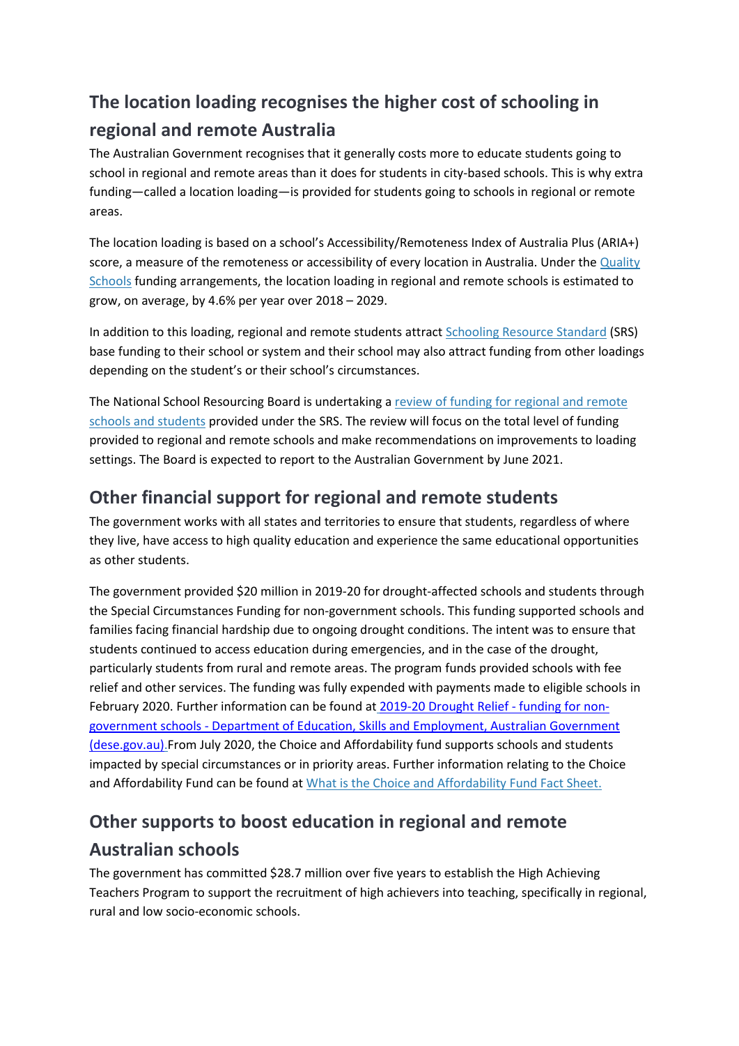## The location loading recognises the higher cost of schooling in regional and remote Australia

The Australian Government recognises that it generally costs more to educate students going to school in regional and remote areas than it does for students in city-based schools. This is why extra funding—called a location loading—is provided for students going to schools in regional or remote areas.

The location loading is based on a school's Accessibility/Remoteness Index of Australia Plus (ARIA+) score, a measure of the remoteness or accessibility of every location in Australia. Under the Quality Schools funding arrangements, the location loading in regional and remote schools is estimated to grow, on average, by 4.6% per year over 2018 – 2029.

In addition to this loading, regional and remote students attract Schooling Resource Standard (SRS) base funding to their school or system and their school may also attract funding from other loadings depending on the student's or their school's circumstances.

The National School Resourcing Board is undertaking a review of funding for regional and remote schools and students provided under the SRS. The review will focus on the total level of funding provided to regional and remote schools and make recommendations on improvements to loading settings. The Board is expected to report to the Australian Government by June 2021.

## Other financial support for regional and remote students

The government works with all states and territories to ensure that students, regardless of where they live, have access to high quality education and experience the same educational opportunities as other students.

The government provided $20 million in 2019-20 for drought-affected schools and students through the Special Circumstances Funding for non-government schools. This funding supported schools and families facing financial hardship due to ongoing drought conditions. The intent was to ensure that students continued to access education during emergencies, and in the case of the drought, particularly students from rural and remote areas. The program funds provided schools with fee relief and other services. The funding was fully expended with payments made to eligible schools in February 2020. Further information can be found at 2019-20 Drought Relief - funding for non-government schools - Department of Education, Skills and Employment, Australian Government (dese.gov.au) From July 2020, the Choice and Affordability fund supports schools and students impacted by special circumstances or in priority areas. Further information relating to the Choice and Affordability Fund can be found at What is the Choice and Affordability Fund Fact Sheet.

## Other supports to boost education in regional and remote Australian schools

The government has committed $28.7 million over five years to establish the High Achieving Teachers Program to support the recruitment of high achievers into teaching, specifically in regional, rural and low socio-economic schools.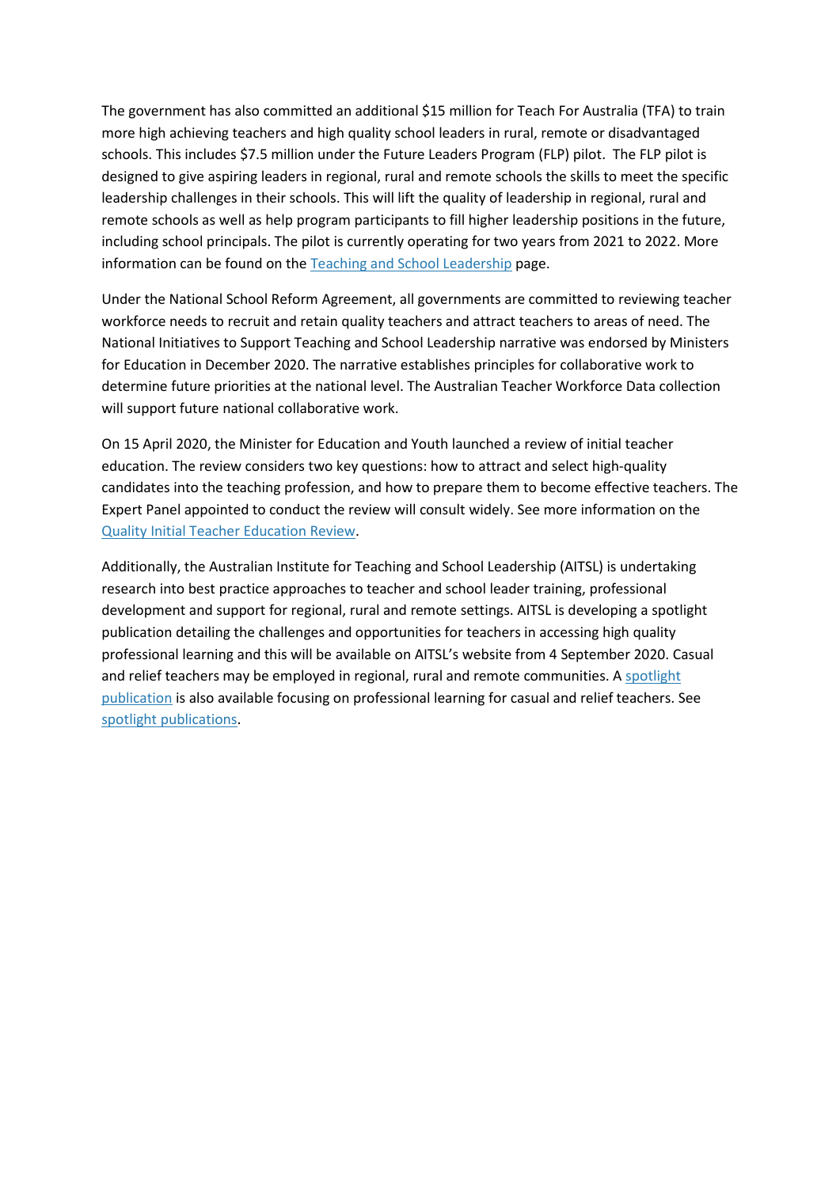The government has also committed an additional $15 million for Teach For Australia (TFA) to train more high achieving teachers and high quality school leaders in rural, remote or disadvantaged schools. This includes $7.5 million under the Future Leaders Program (FLP) pilot. The FLP pilot is designed to give aspiring leaders in regional, rural and remote schools the skills to meet the specific leadership challenges in their schools. This will lift the quality of leadership in regional, rural and remote schools as well as help program participants to fill higher leadership positions in the future, including school principals. The pilot is currently operating for two years from 2021 to 2022. More information can be found on the Teaching and School Leadership page.

Under the National School Reform Agreement, all governments are committed to reviewing teacher workforce needs to recruit and retain quality teachers and attract teachers to areas of need. The National Initiatives to Support Teaching and School Leadership narrative was endorsed by Ministers for Education in December 2020. The narrative establishes principles for collaborative work to determine future priorities at the national level. The Australian Teacher Workforce Data collection will support future national collaborative work.

On 15 April 2020, the Minister for Education and Youth launched a review of initial teacher education. The review considers two key questions: how to attract and select high-quality candidates into the teaching profession, and how to prepare them to become effective teachers. The Expert Panel appointed to conduct the review will consult widely. See more information on the Quality Initial Teacher Education Review.

Additionally, the Australian Institute for Teaching and School Leadership (AITSL) is undertaking research into best practice approaches to teacher and school leader training, professional development and support for regional, rural and remote settings. AITSL is developing a spotlight publication detailing the challenges and opportunities for teachers in accessing high quality professional learning and this will be available on AITSL's website from 4 September 2020. Casual and relief teachers may be employed in regional, rural and remote communities. A spotlight publication is also available focusing on professional learning for casual and relief teachers. See spotlight publications.